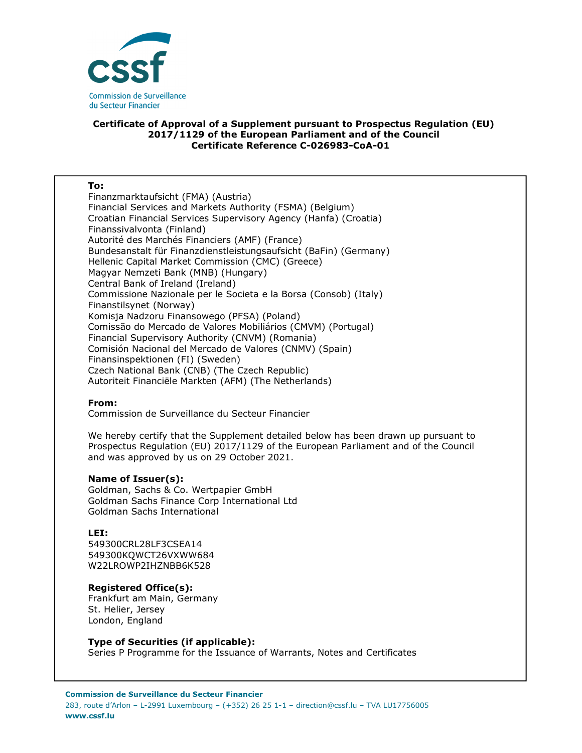**Certificate of Approval of a Supplement pursuant to Prospectus Regulation (EU) 2017/1129 of the European Parliament and of the Council**
**Certificate Reference C-026983-CoA-01**

**To:**
Finanzmarktaufsicht (FMA) (Austria)
Financial Services and Markets Authority (FSMA) (Belgium)
Croatian Financial Services Supervisory Agency (Hanfa) (Croatia)
Finanssivalvonta (Finland)
Autorité des Marchés Financiers (AMF) (France)
Bundesanstalt für Finanzdienstleistungsaufsicht (BaFin) (Germany)
Hellenic Capital Market Commission (CMC) (Greece)
Magyar Nemzeti Bank (MNB) (Hungary)
Central Bank of Ireland (Ireland)
Commissione Nazionale per le Societa e la Borsa (Consob) (Italy)
Finanstilsynet (Norway)
Komisja Nadzoru Finansowego (PFSA) (Poland)
Comissão do Mercado de Valores Mobiliários (CMVM) (Portugal)
Financial Supervisory Authority (CNVM) (Romania)
Comisión Nacional del Mercado de Valores (CNMV) (Spain)
Finansinspektionen (FI) (Sweden)
Czech National Bank (CNB) (The Czech Republic)
Autoriteit Financiële Markten (AFM) (The Netherlands)

**From:**
Commission de Surveillance du Secteur Financier

We hereby certify that the Supplement detailed below has been drawn up pursuant to Prospectus Regulation (EU) 2017/1129 of the European Parliament and of the Council and was approved by us on 29 October 2021.

**Name of Issuer(s):**
Goldman, Sachs & Co. Wertpapier GmbH
Goldman Sachs Finance Corp International Ltd
Goldman Sachs International

**LEI:**
549300CRL28LF3CSEA14
549300KQWCT26VXWW684
W22LROWP2IHZNBB6K528

**Registered Office(s):**
Frankfurt am Main, Germany
St. Helier, Jersey
London, England

**Type of Securities (if applicable):**
Series P Programme for the Issuance of Warrants, Notes and Certificates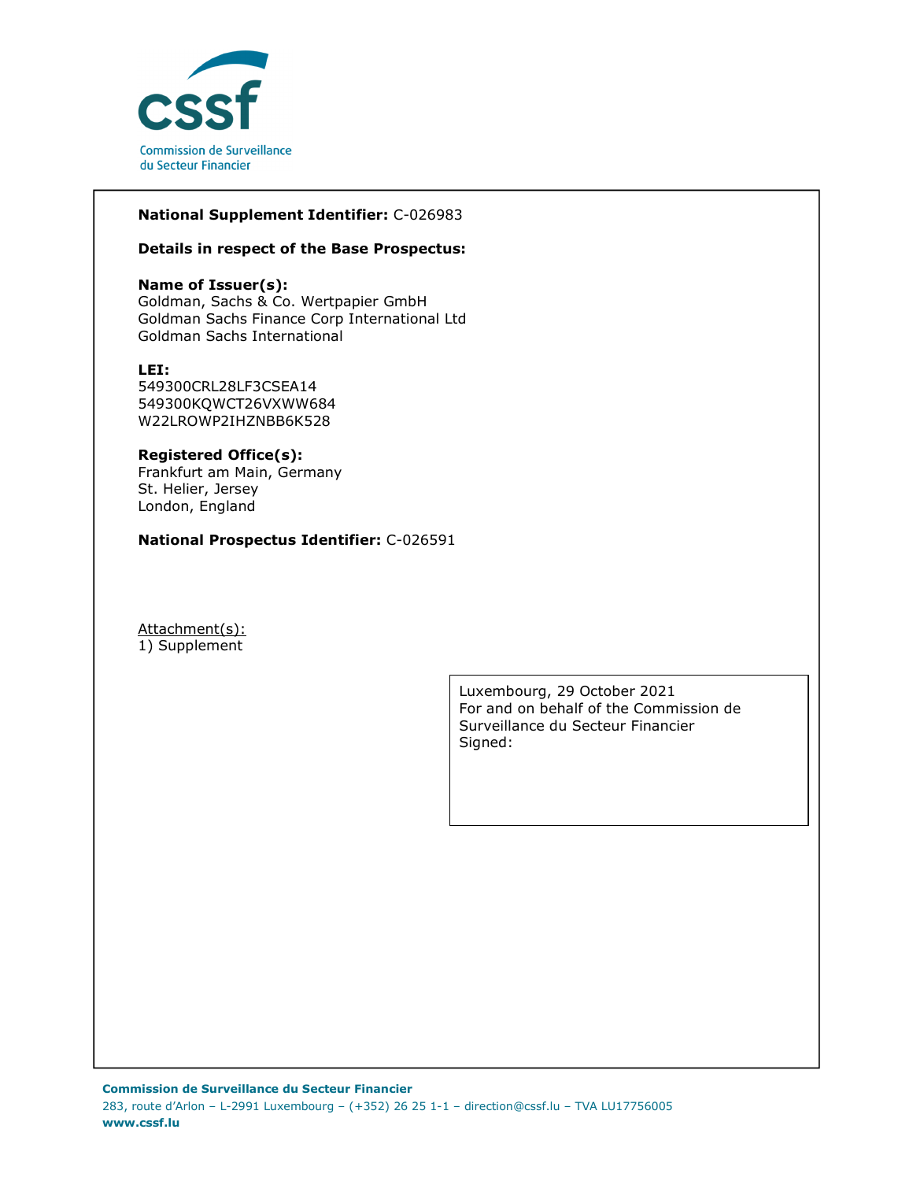cssf

Commission de Surveillance du Secteur Financier

**National Supplement Identifier:** C-026983

**Details in respect of the Base Prospectus:**

**Name of Issuer(s):**
Goldman, Sachs & Co. Wertpapier GmbH
Goldman Sachs Finance Corp International Ltd
Goldman Sachs International

**LEI:**
549300CRL28LF3CSEA14
549300KQWCT26VXWW684
W22LROWP2IHZNBB6K528

**Registered Office(s):**
Frankfurt am Main, Germany
St. Helier, Jersey
London, England

**National Prospectus Identifier:** C-026591

Attachment(s):
1) Supplement

Luxembourg, 29 October 2021
For and on behalf of the Commission de Surveillance du Secteur Financier
Signed:

**Commission de Surveillance du Secteur Financier**
283, route d'Arlon – L-2991 Luxembourg – (+352) 26 25 1-1 – direction@cssf.lu – TVA LU17756005
**www.cssf.lu**